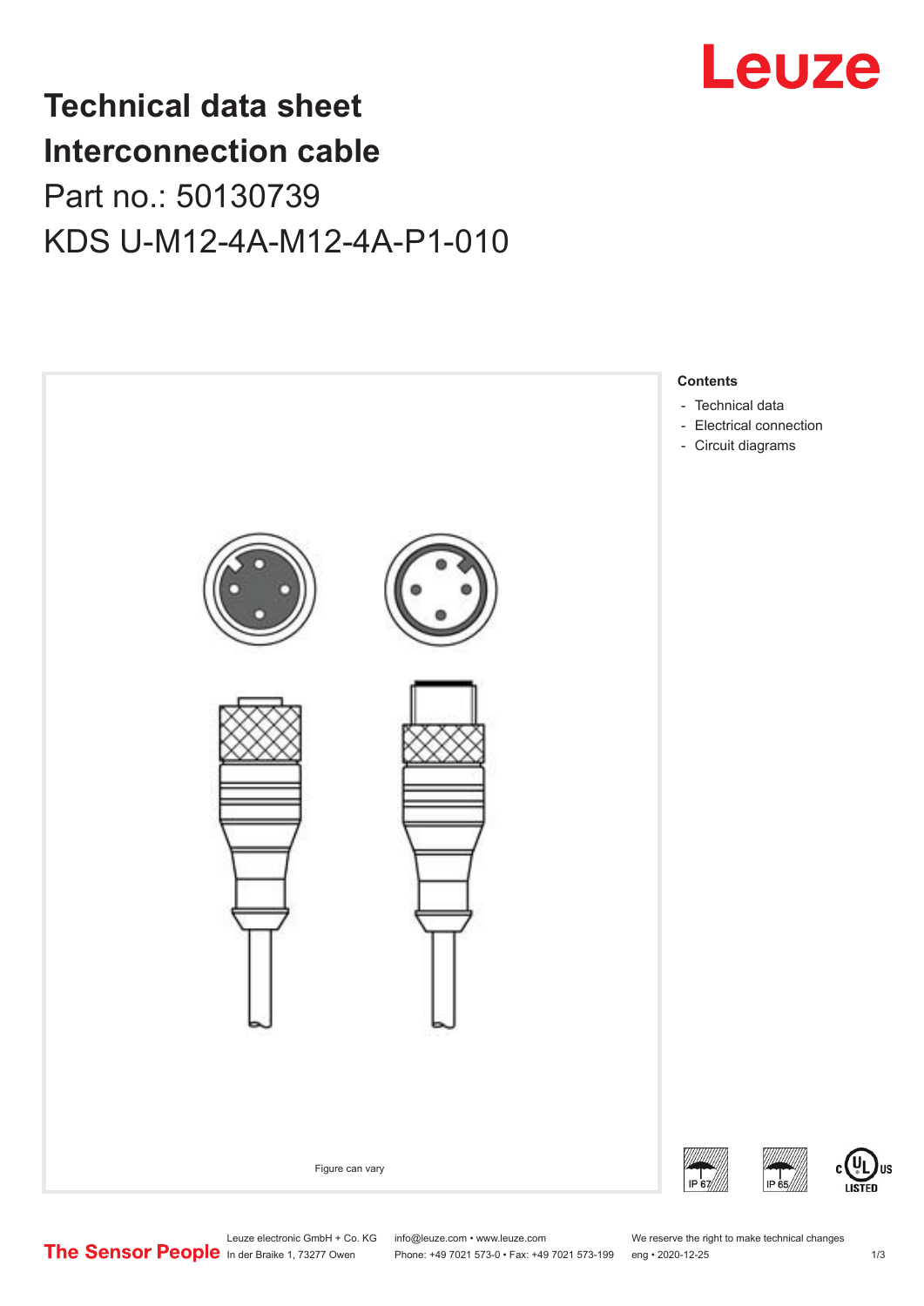Leuze

# Technical data sheet
# Interconnection cable
## Part no.: 50130739
## KDS U-M12-4A-M12-4A-P1-010

Figure can vary

**Contents**

- Technical data
- Electrical connection
- Circuit diagrams

IP 67 IP 65 c UL US LISTED

The Sensor People

Leuze electronic GmbH + Co. KG
In der Braike 1, 73277 Owen

info@leuze.com • www.leuze.com
Phone: +49 7021 573-0 • Fax: +49 7021 573-199

We reserve the right to make technical changes
eng • 2020-12-25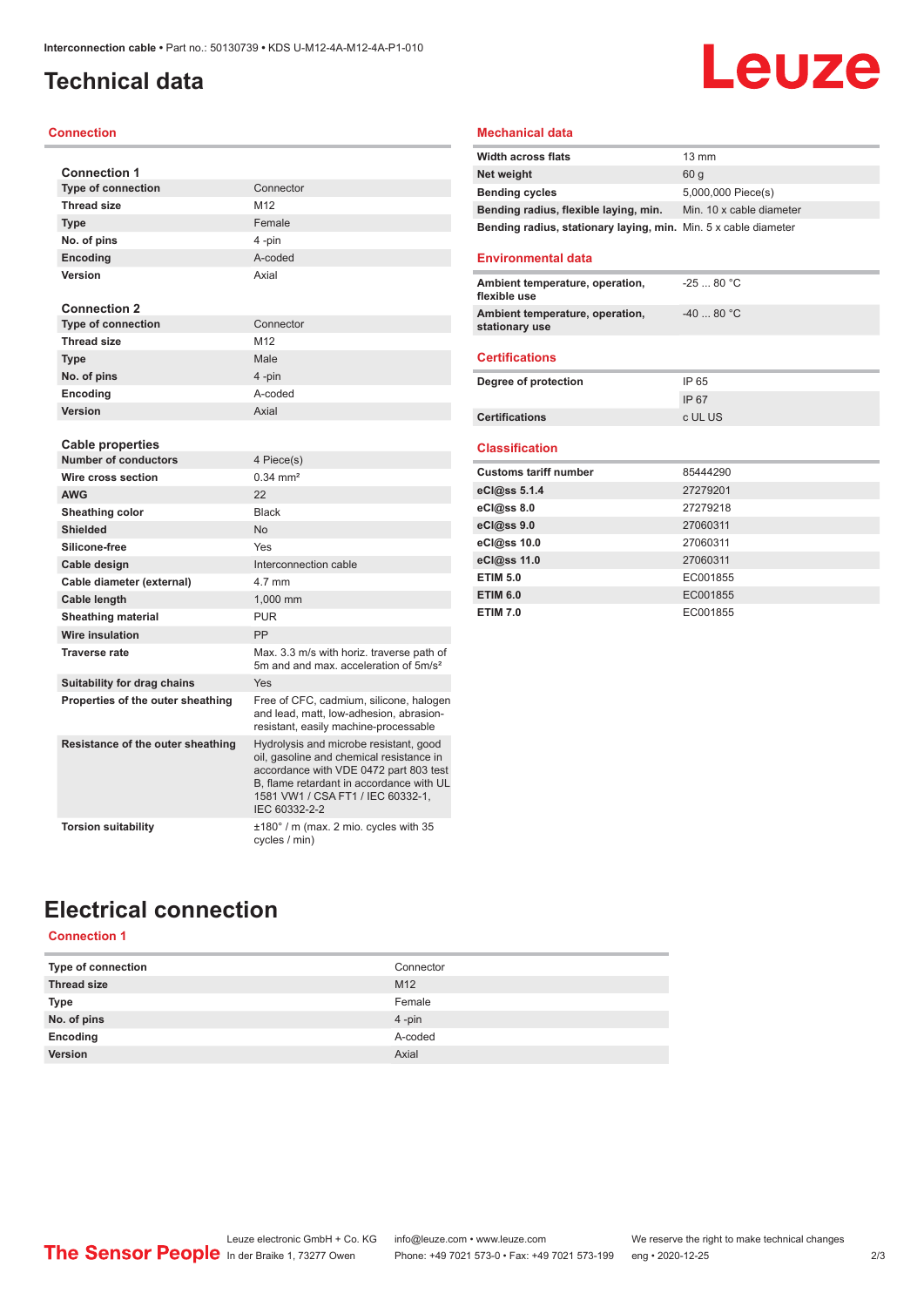# Technical data

## Connection

| Connection 1 | |
|---|---|
| **Type of connection** | Connector |
| **Thread size** | M12 |
| **Type** | Female |
| **No. of pins** | 4 -pin |
| **Encoding** | A-coded |
| **Version** | Axial |

| Connection 2 | |
|---|---|
| **Type of connection** | Connector |
| **Thread size** | M12 |
| **Type** | Male |
| **No. of pins** | 4 -pin |
| **Encoding** | A-coded |
| **Version** | Axial |

| Cable properties | |
|---|---|
| **Number of conductors** | 4 Piece(s) |
| **Wire cross section** | 0.34 mm² |
| **AWG** | 22 |
| **Sheathing color** | Black |
| **Shielded** | No |
| **Silicone-free** | Yes |
| **Cable design** | Interconnection cable |
| **Cable diameter (external)** | 4.7 mm |
| **Cable length** | 1,000 mm |
| **Sheathing material** | PUR |
| **Wire insulation** | PP |
| **Traverse rate** | Max. 3.3 m/s with horiz. traverse path of 5m and and max. acceleration of 5m/s² |
| **Suitability for drag chains** | Yes |
| **Properties of the outer sheathing** | Free of CFC, cadmium, silicone, halogen and lead, matt, low-adhesion, abrasion-resistant, easily machine-processable |
| **Resistance of the outer sheathing** | Hydrolysis and microbe resistant, good oil, gasoline and chemical resistance in accordance with VDE 0472 part 803 test B, flame retardant in accordance with UL 1581 VW1 / CSA FT1 / IEC 60332-1, IEC 60332-2-2 |
| **Torsion suitability** | ±180° / m (max. 2 mio. cycles with 35 cycles / min) |

## Mechanical data

| | |
|---|---|
| **Width across flats** | 13 mm |
| **Net weight** | 60 g |
| **Bending cycles** | 5,000,000 Piece(s) |
| **Bending radius, flexible laying, min.** | Min. 10 x cable diameter |
| **Bending radius, stationary laying, min.** | Min. 5 x cable diameter |

## Environmental data

| | |
|---|---|
| **Ambient temperature, operation, flexible use** | -25 ... 80 °C |
| **Ambient temperature, operation, stationary use** | -40 ... 80 °C |

## Certifications

| | |
|---|---|
| **Degree of protection** | IP 65 |
| | IP 67 |
| **Certifications** | c UL US |

## Classification

| | |
|---|---|
| **Customs tariff number** | 85444290 |
| **eCl@ss 5.1.4** | 27279201 |
| **eCl@ss 8.0** | 27279218 |
| **eCl@ss 9.0** | 27060311 |
| **eCl@ss 10.0** | 27060311 |
| **eCl@ss 11.0** | 27060311 |
| **ETIM 5.0** | EC001855 |
| **ETIM 6.0** | EC001855 |
| **ETIM 7.0** | EC001855 |

# Electrical connection

## Connection 1

| | |
|---|---|
| **Type of connection** | Connector |
| **Thread size** | M12 |
| **Type** | Female |
| **No. of pins** | 4 -pin |
| **Encoding** | A-coded |
| **Version** | Axial |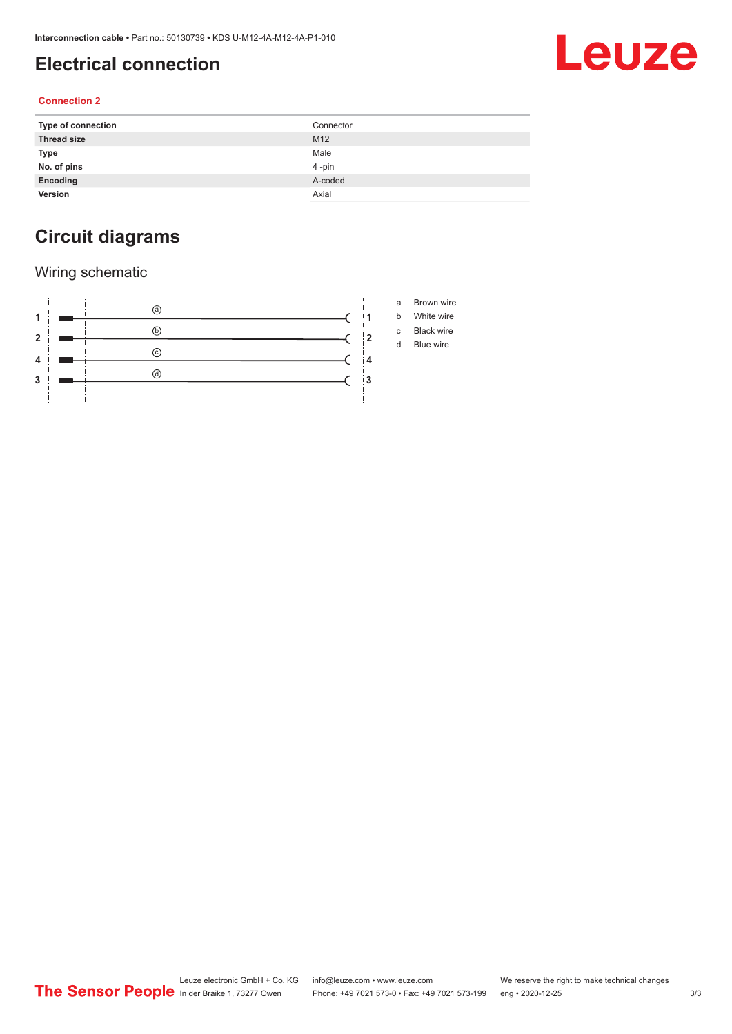# Electrical connection

**Connection 2**

| | |
|---|---|
| **Type of connection** | Connector |
| **Thread size** | M12 |
| **Type** | Male |
| **No. of pins** | 4 -pin |
| **Encoding** | A-coded |
| **Version** | Axial |

# Circuit diagrams

## Wiring schematic

1
2
4
3

a
b
c
d

1
2
4
3

a Brown wire
b White wire
c Black wire
d Blue wire